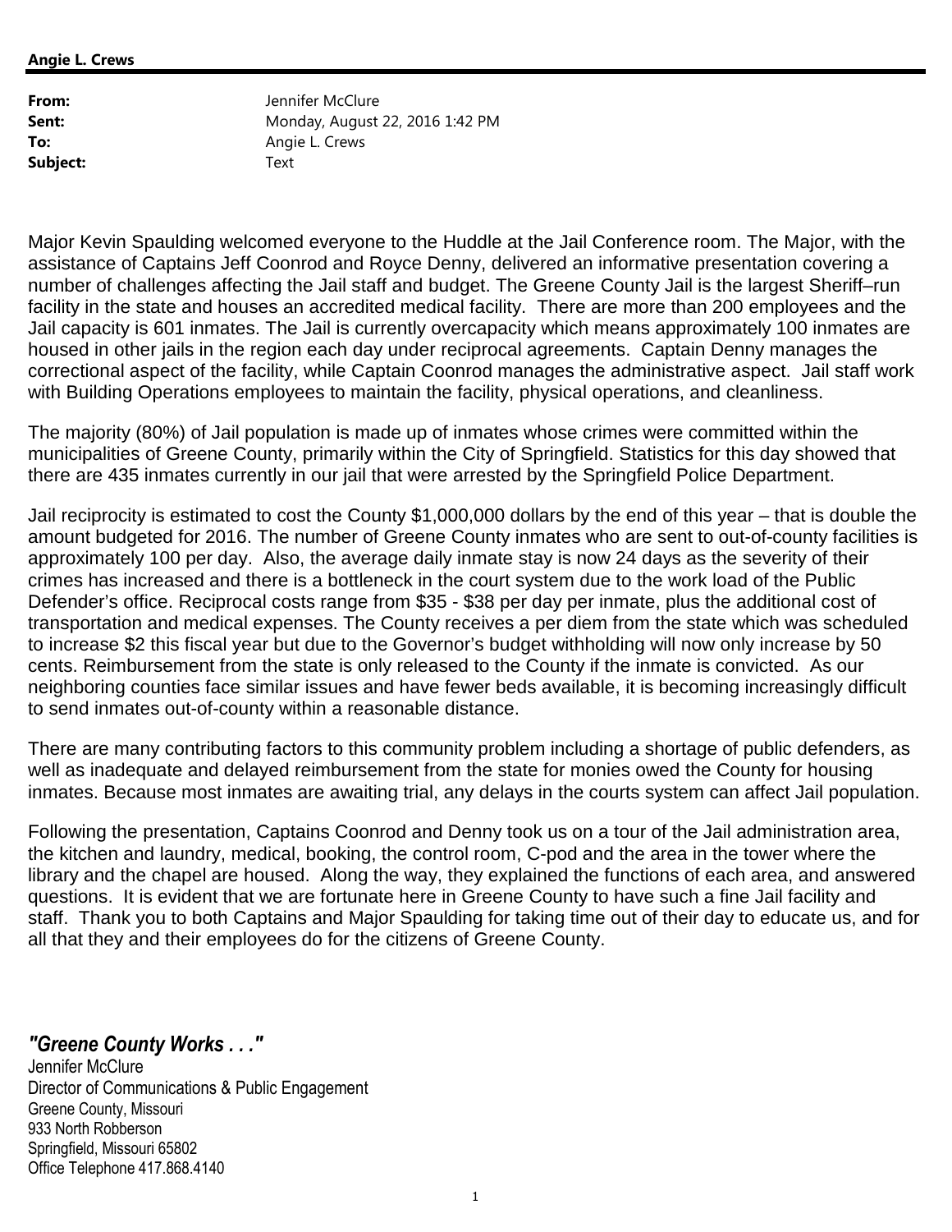**Angie L. Crews**

| | |
|---|---|
| **From:** | Jennifer McClure |
| **Sent:** | Monday, August 22, 2016 1:42 PM |
| **To:** | Angie L. Crews |
| **Subject:** | Text |

Major Kevin Spaulding welcomed everyone to the Huddle at the Jail Conference room. The Major, with the assistance of Captains Jeff Coonrod and Royce Denny, delivered an informative presentation covering a number of challenges affecting the Jail staff and budget. The Greene County Jail is the largest Sheriff–run facility in the state and houses an accredited medical facility. There are more than 200 employees and the Jail capacity is 601 inmates. The Jail is currently overcapacity which means approximately 100 inmates are housed in other jails in the region each day under reciprocal agreements. Captain Denny manages the correctional aspect of the facility, while Captain Coonrod manages the administrative aspect. Jail staff work with Building Operations employees to maintain the facility, physical operations, and cleanliness.

The majority (80%) of Jail population is made up of inmates whose crimes were committed within the municipalities of Greene County, primarily within the City of Springfield. Statistics for this day showed that there are 435 inmates currently in our jail that were arrested by the Springfield Police Department.

Jail reciprocity is estimated to cost the County $1,000,000 dollars by the end of this year – that is double the amount budgeted for 2016. The number of Greene County inmates who are sent to out-of-county facilities is approximately 100 per day. Also, the average daily inmate stay is now 24 days as the severity of their crimes has increased and there is a bottleneck in the court system due to the work load of the Public Defender's office. Reciprocal costs range from $35 - $38 per day per inmate, plus the additional cost of transportation and medical expenses. The County receives a per diem from the state which was scheduled to increase $2 this fiscal year but due to the Governor's budget withholding will now only increase by 50 cents. Reimbursement from the state is only released to the County if the inmate is convicted. As our neighboring counties face similar issues and have fewer beds available, it is becoming increasingly difficult to send inmates out-of-county within a reasonable distance.

There are many contributing factors to this community problem including a shortage of public defenders, as well as inadequate and delayed reimbursement from the state for monies owed the County for housing inmates. Because most inmates are awaiting trial, any delays in the courts system can affect Jail population.

Following the presentation, Captains Coonrod and Denny took us on a tour of the Jail administration area, the kitchen and laundry, medical, booking, the control room, C-pod and the area in the tower where the library and the chapel are housed. Along the way, they explained the functions of each area, and answered questions. It is evident that we are fortunate here in Greene County to have such a fine Jail facility and staff. Thank you to both Captains and Major Spaulding for taking time out of their day to educate us, and for all that they and their employees do for the citizens of Greene County.

***"Greene County Works . . ."***
Jennifer McClure
Director of Communications & Public Engagement
Greene County, Missouri
933 North Robberson
Springfield, Missouri 65802
Office Telephone 417.868.4140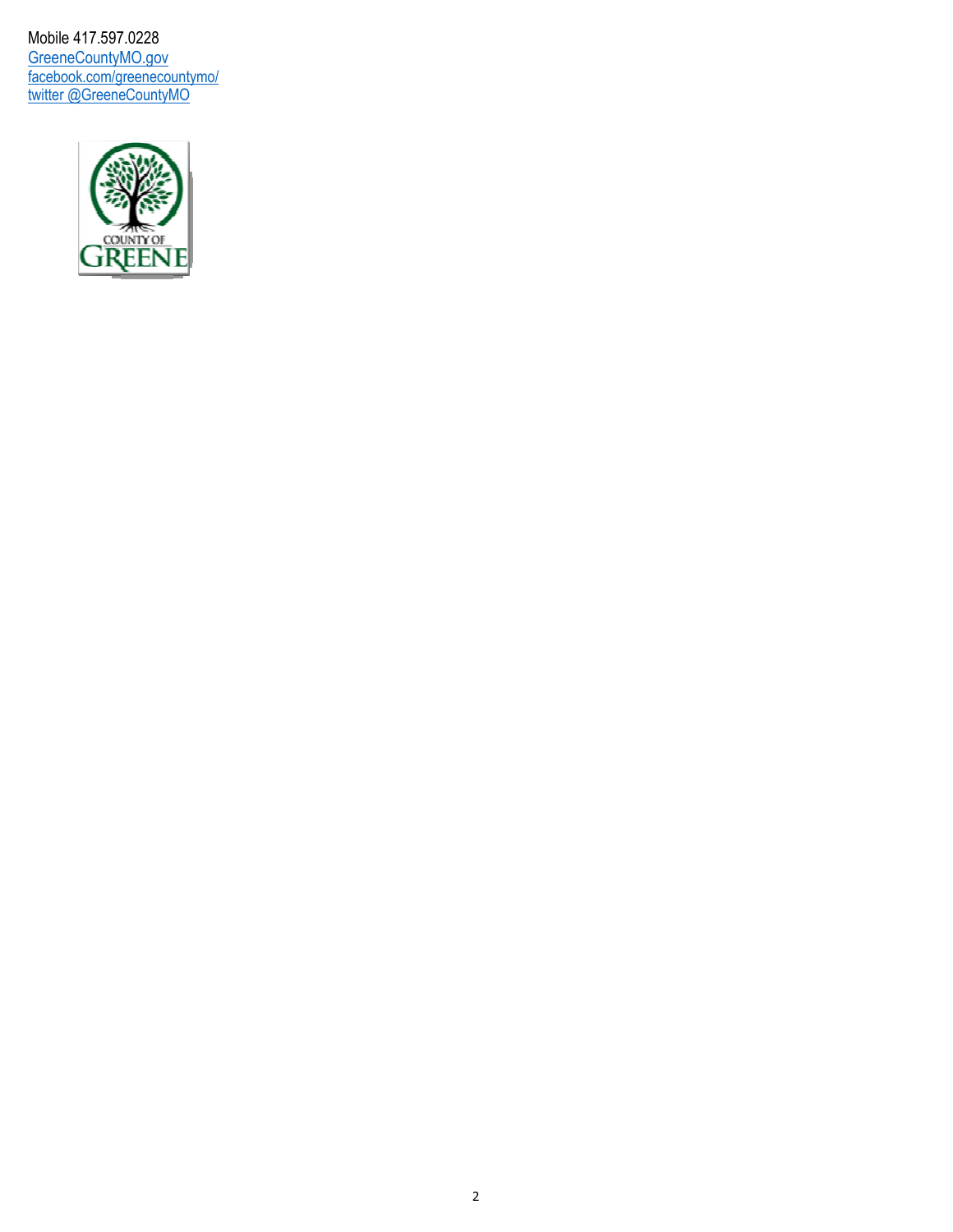Mobile 417.597.0228
GreeneCountyMO.gov
facebook.com/greenecountymo/
twitter @GreeneCountyMO